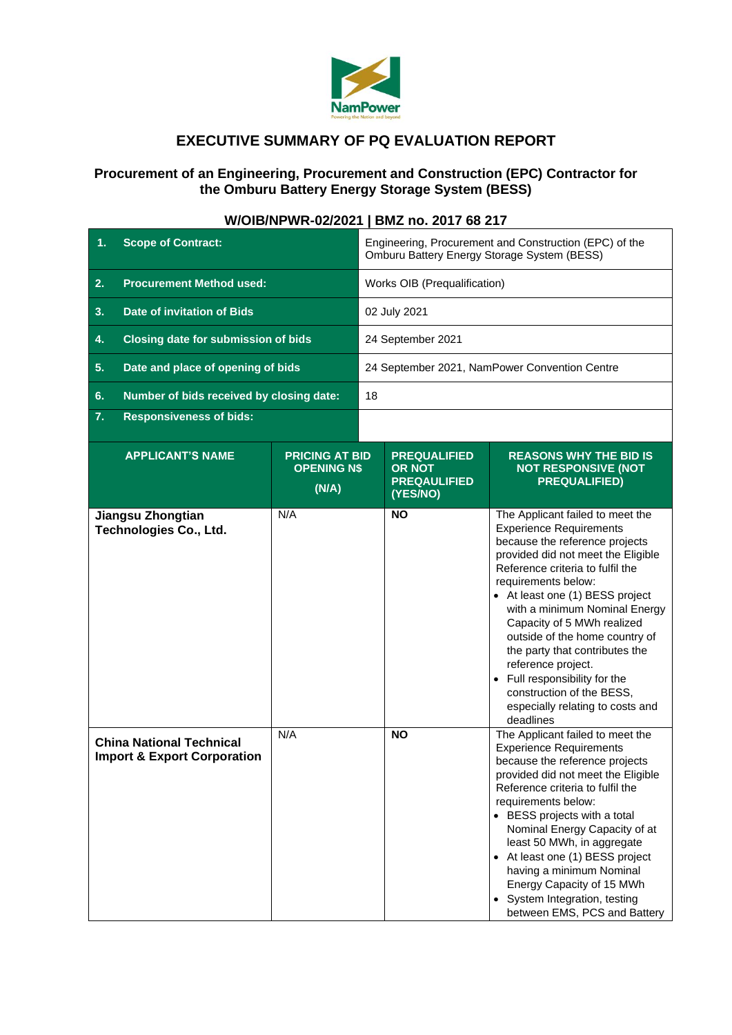# EXECUTIVE SUMMARY OF PQ EVALUATION REPORT

## Procurement of an Engineering, Procurement and Construction (EPC) Contractor for the Omburu Battery Energy Storage System (BESS)

### W/OIB/NPWR-02/2021 | BMZ no. 2017 68 217

| | |
|---|---|
| **1. Scope of Contract:** | Engineering, Procurement and Construction (EPC) of the Omburu Battery Energy Storage System (BESS) |
| **2. Procurement Method used:** | Works OIB (Prequalification) |
| **3. Date of invitation of Bids** | 02 July 2021 |
| **4. Closing date for submission of bids** | 24 September 2021 |
| **5. Date and place of opening of bids** | 24 September 2021, NamPower Convention Centre |
| **6. Number of bids received by closing date:** | 18 |
| **7. Responsiveness of bids:** | |

| APPLICANT'S NAME | PRICING AT BID OPENING N$ (N/A) | PREQUALIFIED OR NOT PREQAULIFIED (YES/NO) | REASONS WHY THE BID IS NOT RESPONSIVE (NOT PREQUALIFIED) |
|---|---|---|---|
| **Jiangsu Zhongtian Technologies Co., Ltd.** | N/A | **NO** | The Applicant failed to meet the Experience Requirements because the reference projects provided did not meet the Eligible Reference criteria to fulfil the requirements below:<br>• At least one (1) BESS project with a minimum Nominal Energy Capacity of 5 MWh realized outside of the home country of the party that contributes the reference project.<br>• Full responsibility for the construction of the BESS, especially relating to costs and deadlines |
| **China National Technical Import & Export Corporation** | N/A | **NO** | The Applicant failed to meet the Experience Requirements because the reference projects provided did not meet the Eligible Reference criteria to fulfil the requirements below:<br>• BESS projects with a total Nominal Energy Capacity of at least 50 MWh, in aggregate<br>• At least one (1) BESS project having a minimum Nominal Energy Capacity of 15 MWh<br>• System Integration, testing between EMS, PCS and Battery |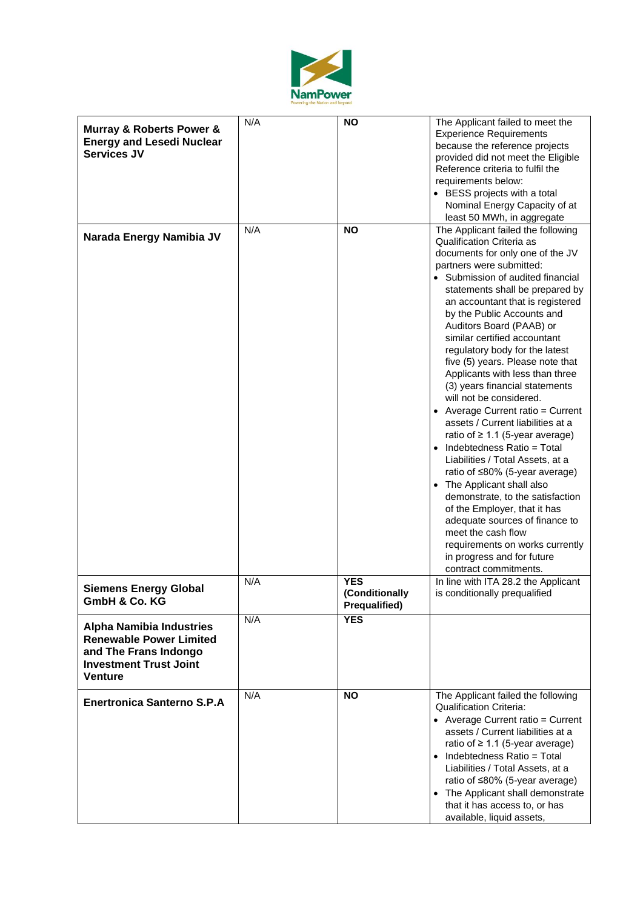| | | | |
|---|---|---|---|
| **Murray & Roberts Power & Energy and Lesedi Nuclear Services JV** | N/A | **NO** | The Applicant failed to meet the Experience Requirements because the reference projects provided did not meet the Eligible Reference criteria to fulfil the requirements below:<br>• BESS projects with a total Nominal Energy Capacity of at least 50 MWh, in aggregate |
| **Narada Energy Namibia JV** | N/A | **NO** | The Applicant failed the following Qualification Criteria as documents for only one of the JV partners were submitted:<br>• Submission of audited financial statements shall be prepared by an accountant that is registered by the Public Accounts and Auditors Board (PAAB) or similar certified accountant regulatory body for the latest five (5) years. Please note that Applicants with less than three (3) years financial statements will not be considered.<br>• Average Current ratio = Current assets / Current liabilities at a ratio of ≥ 1.1 (5-year average)<br>• Indebtedness Ratio = Total Liabilities / Total Assets, at a ratio of ≤80% (5-year average)<br>• The Applicant shall also demonstrate, to the satisfaction of the Employer, that it has adequate sources of finance to meet the cash flow requirements on works currently in progress and for future contract commitments. |
| **Siemens Energy Global GmbH & Co. KG** | N/A | **YES (Conditionally Prequalified)** | In line with ITA 28.2 the Applicant is conditionally prequalified |
| **Alpha Namibia Industries Renewable Power Limited and The Frans Indongo Investment Trust Joint Venture** | N/A | **YES** | |
| **Enertronica Santerno S.P.A** | N/A | **NO** | The Applicant failed the following Qualification Criteria:<br>• Average Current ratio = Current assets / Current liabilities at a ratio of ≥ 1.1 (5-year average)<br>• Indebtedness Ratio = Total Liabilities / Total Assets, at a ratio of ≤80% (5-year average)<br>• The Applicant shall demonstrate that it has access to, or has available, liquid assets, |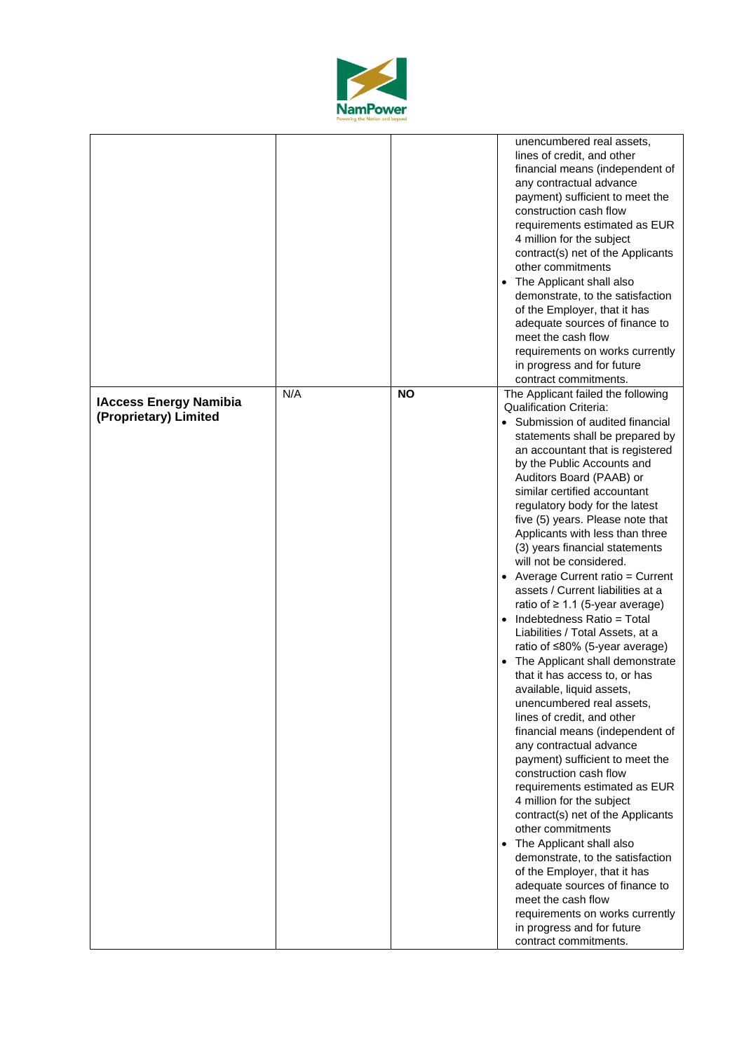| | | | |
|---|---|---|---|
| | | | unencumbered real assets, lines of credit, and other financial means (independent of any contractual advance payment) sufficient to meet the construction cash flow requirements estimated as EUR 4 million for the subject contract(s) net of the Applicants other commitments<br>• The Applicant shall also demonstrate, to the satisfaction of the Employer, that it has adequate sources of finance to meet the cash flow requirements on works currently in progress and for future contract commitments. |
| **IAccess Energy Namibia (Proprietary) Limited** | N/A | **NO** | The Applicant failed the following Qualification Criteria:<br>• Submission of audited financial statements shall be prepared by an accountant that is registered by the Public Accounts and Auditors Board (PAAB) or similar certified accountant regulatory body for the latest five (5) years. Please note that Applicants with less than three (3) years financial statements will not be considered.<br>• Average Current ratio = Current assets / Current liabilities at a ratio of ≥ 1.1 (5-year average)<br>• Indebtedness Ratio = Total Liabilities / Total Assets, at a ratio of ≤80% (5-year average)<br>• The Applicant shall demonstrate that it has access to, or has available, liquid assets, unencumbered real assets, lines of credit, and other financial means (independent of any contractual advance payment) sufficient to meet the construction cash flow requirements estimated as EUR 4 million for the subject contract(s) net of the Applicants other commitments<br>• The Applicant shall also demonstrate, to the satisfaction of the Employer, that it has adequate sources of finance to meet the cash flow requirements on works currently in progress and for future contract commitments. |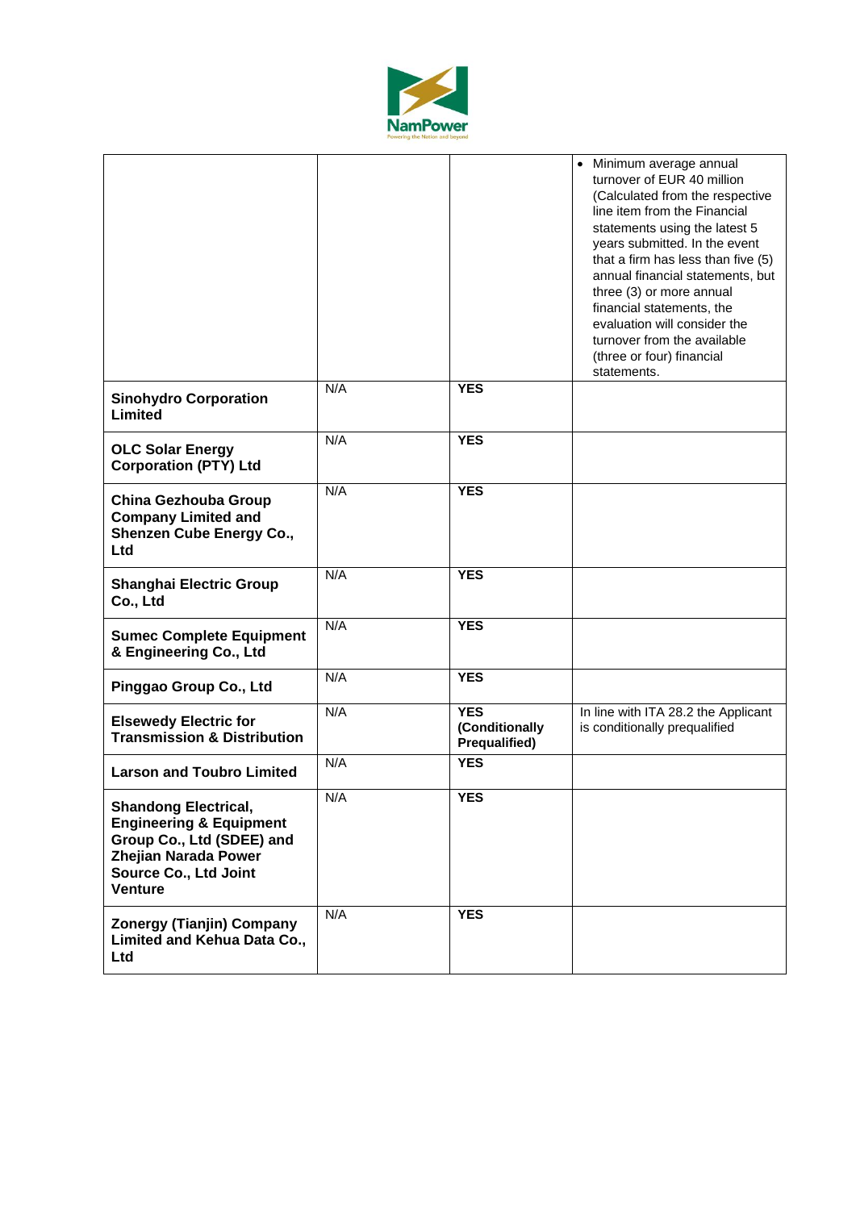| | | | |
|---|---|---|---|
| | | | • Minimum average annual turnover of EUR 40 million (Calculated from the respective line item from the Financial statements using the latest 5 years submitted. In the event that a firm has less than five (5) annual financial statements, but three (3) or more annual financial statements, the evaluation will consider the turnover from the available (three or four) financial statements. |
| **Sinohydro Corporation Limited** | N/A | **YES** | |
| **OLC Solar Energy Corporation (PTY) Ltd** | N/A | **YES** | |
| **China Gezhouba Group Company Limited and Shenzen Cube Energy Co., Ltd** | N/A | **YES** | |
| **Shanghai Electric Group Co., Ltd** | N/A | **YES** | |
| **Sumec Complete Equipment & Engineering Co., Ltd** | N/A | **YES** | |
| **Pinggao Group Co., Ltd** | N/A | **YES** | |
| **Elsewedy Electric for Transmission & Distribution** | N/A | **YES (Conditionally Prequalified)** | In line with ITA 28.2 the Applicant is conditionally prequalified |
| **Larson and Toubro Limited** | N/A | **YES** | |
| **Shandong Electrical, Engineering & Equipment Group Co., Ltd (SDEE) and Zhejian Narada Power Source Co., Ltd Joint Venture** | N/A | **YES** | |
| **Zonergy (Tianjin) Company Limited and Kehua Data Co., Ltd** | N/A | **YES** | |